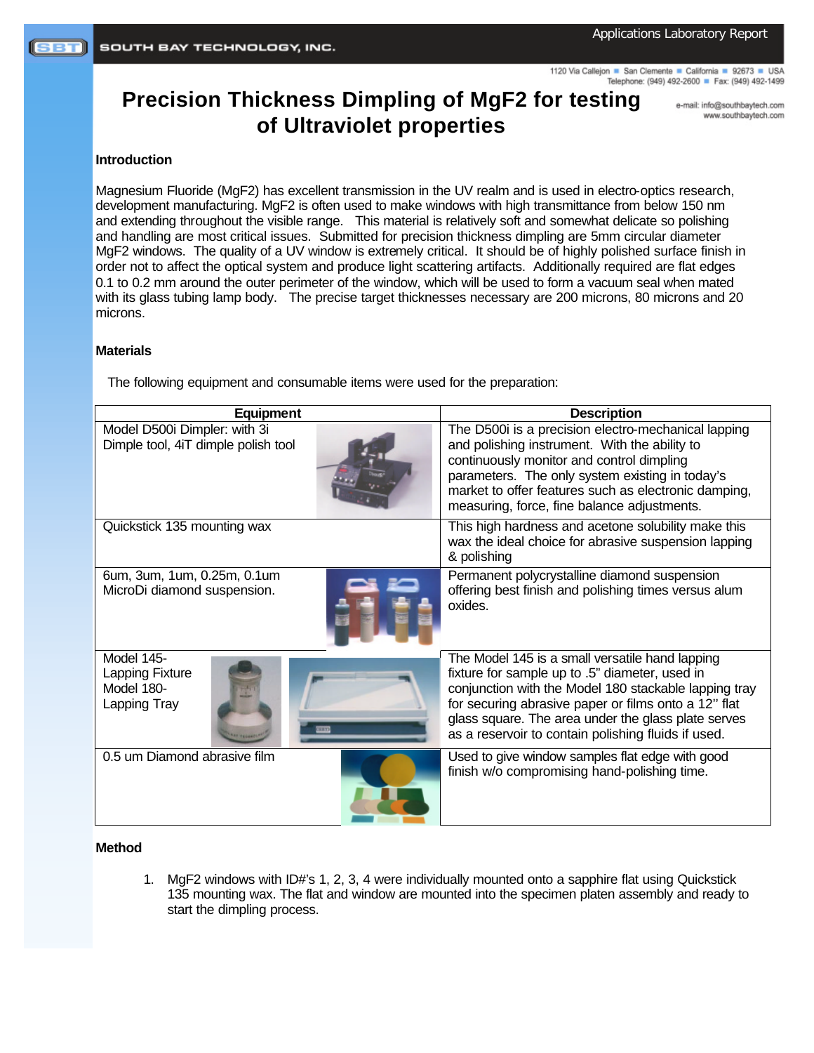# Precision Thickness Dimpling of $MgF_2$ for testing of Ultraviolet properties

## Introduction

Magnesium Fluoride ($MgF_2$) has excellent transmission in the UV realm and is used in electro-optics research, development manufacturing. $MgF_2$ is often used to make windows with high transmittance from below 150 nm and extending throughout the visible range. This material is relatively soft and somewhat delicate so polishing and handling are most critical issues. Submitted for precision thickness dimpling are 5mm circular diameter $MgF_2$ windows. The quality of a UV window is extremely critical. It should be of highly polished surface finish in order not to affect the optical system and produce light scattering artifacts. Additionally required are flat edges 0.1 to 0.2 mm around the outer perimeter of the window, which will be used to form a vacuum seal when mated with its glass tubing lamp body. The precise target thicknesses necessary are 200 microns, 80 microns and 20 microns.

## Materials

The following equipment and consumable items were used for the preparation:

| Equipment | Description |
|---|---|
| Model D500i Dimpler: with 3i Dimple tool, 4iT dimple polish tool | The D500i is a precision electro-mechanical lapping and polishing instrument. With the ability to continuously monitor and control dimpling parameters. The only system existing in today's market to offer features such as electronic damping, measuring, force, fine balance adjustments. |
| Quickstick 135 mounting wax | This high hardness and acetone solubility make this wax the ideal choice for abrasive suspension lapping & polishing |
| 6um, 3um, 1um, 0.25m, 0.1um MicroDi diamond suspension. | Permanent polycrystalline diamond suspension offering best finish and polishing times versus alum oxides. |
| Model 145- Lapping Fixture Model 180- Lapping Tray | The Model 145 is a small versatile hand lapping fixture for sample up to .5" diameter, used in conjunction with the Model 180 stackable lapping tray for securing abrasive paper or films onto a 12" flat glass square. The area under the glass plate serves as a reservoir to contain polishing fluids if used. |
| 0.5 um Diamond abrasive film | Used to give window samples flat edge with good finish w/o compromising hand-polishing time. |

## Method

1. $MgF_2$ windows with ID#'s 1, 2, 3, 4 were individually mounted onto a sapphire flat using Quickstick 135 mounting wax. The flat and window are mounted into the specimen platen assembly and ready to start the dimpling process.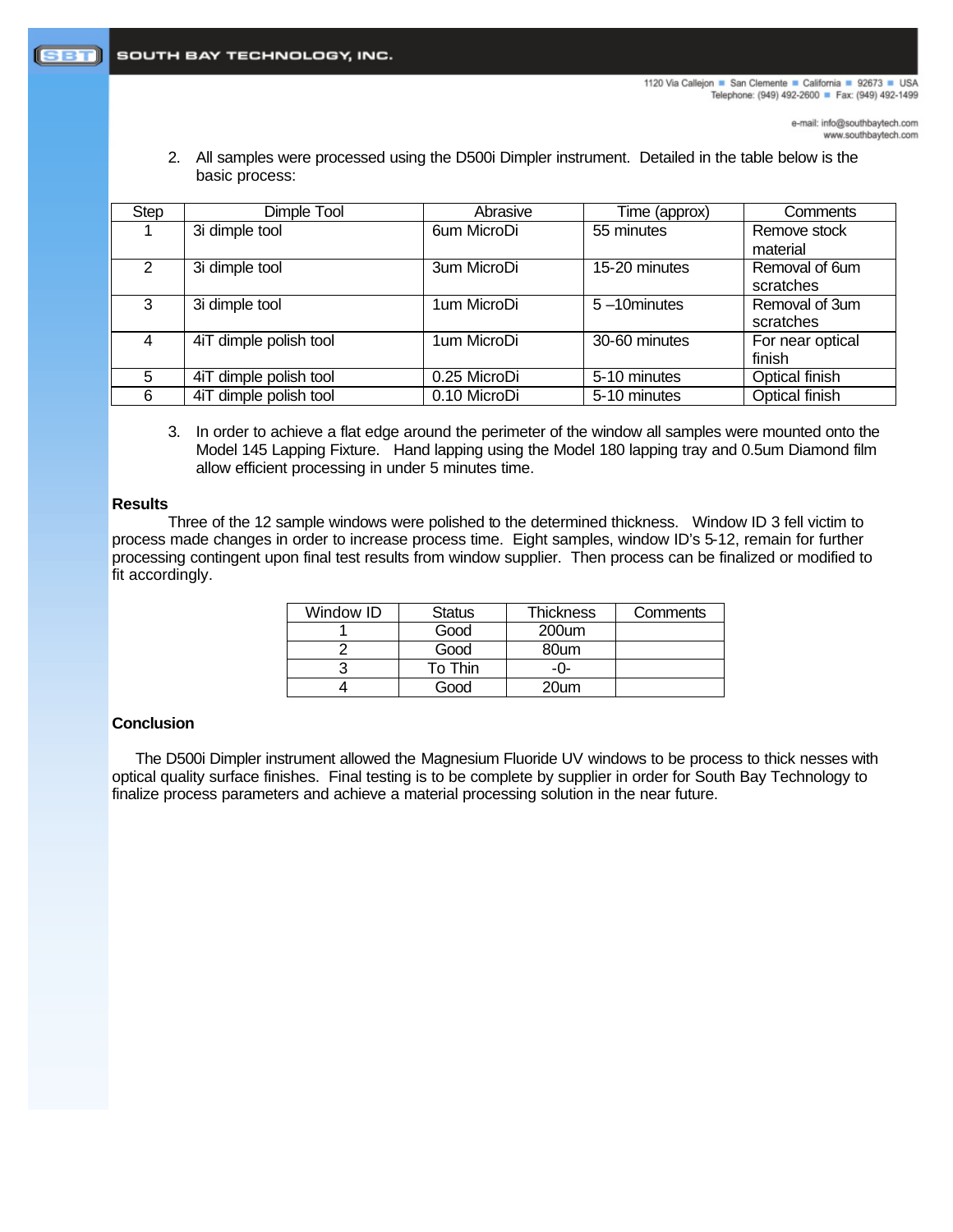2. All samples were processed using the D500i Dimpler instrument. Detailed in the table below is the basic process:

| Step | Dimple Tool | Abrasive | Time (approx) | Comments |
|---|---|---|---|---|
| 1 | 3i dimple tool | 6um MicroDi | 55 minutes | Remove stock material |
| 2 | 3i dimple tool | 3um MicroDi | 15-20 minutes | Removal of 6um scratches |
| 3 | 3i dimple tool | 1um MicroDi | 5 –10minutes | Removal of 3um scratches |
| 4 | 4iT dimple polish tool | 1um MicroDi | 30-60 minutes | For near optical finish |
| 5 | 4iT dimple polish tool | 0.25 MicroDi | 5-10 minutes | Optical finish |
| 6 | 4iT dimple polish tool | 0.10 MicroDi | 5-10 minutes | Optical finish |

3. In order to achieve a flat edge around the perimeter of the window all samples were mounted onto the Model 145 Lapping Fixture. Hand lapping using the Model 180 lapping tray and 0.5um Diamond film allow efficient processing in under 5 minutes time.

**Results**

Three of the 12 sample windows were polished to the determined thickness. Window ID 3 fell victim to process made changes in order to increase process time. Eight samples, window ID's 5-12, remain for further processing contingent upon final test results from window supplier. Then process can be finalized or modified to fit accordingly.

| Window ID | Status | Thickness | Comments |
|---|---|---|---|
| 1 | Good | 200um | |
| 2 | Good | 80um | |
| 3 | To Thin | -0- | |
| 4 | Good | 20um | |

**Conclusion**

The D500i Dimpler instrument allowed the Magnesium Fluoride UV windows to be process to thick nesses with optical quality surface finishes. Final testing is to be complete by supplier in order for South Bay Technology to finalize process parameters and achieve a material processing solution in the near future.